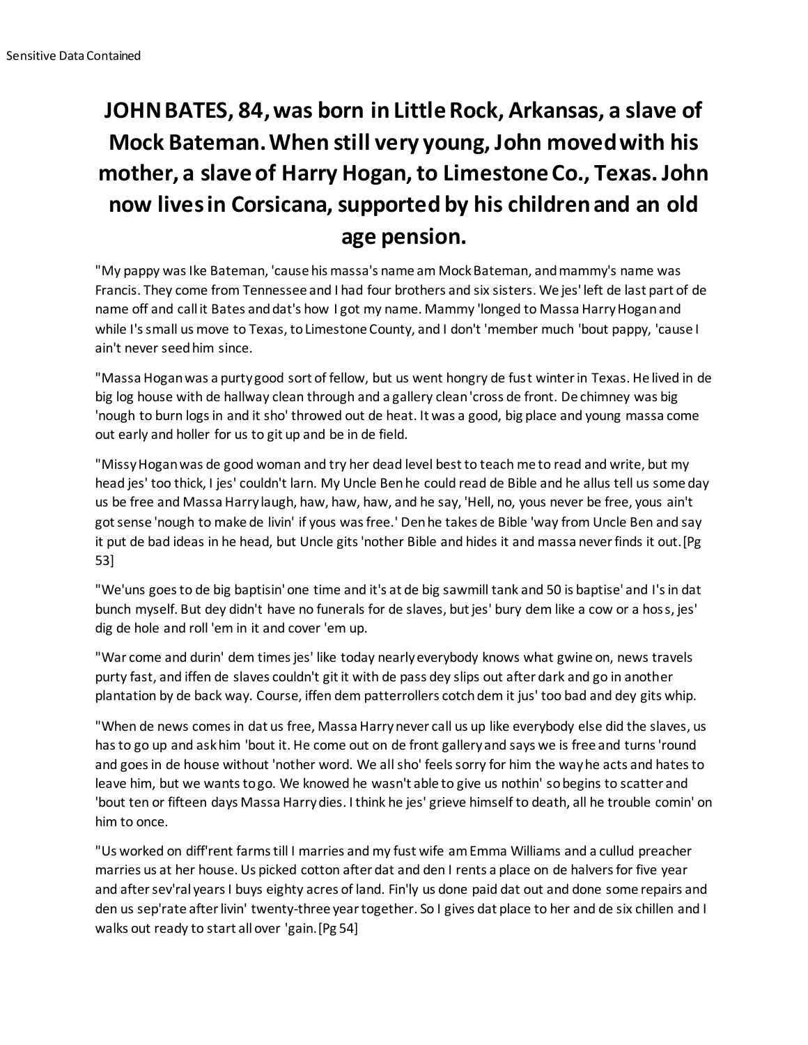Sensitive Data Contained

# JOHN BATES, 84, was born in Little Rock, Arkansas, a slave of Mock Bateman. When still very young, John moved with his mother, a slave of Harry Hogan, to Limestone Co., Texas. John now lives in Corsicana, supported by his children and an old age pension.

"My pappy was Ike Bateman, 'cause his massa's name am Mock Bateman, and mammy's name was Francis. They come from Tennessee and I had four brothers and six sisters. We jes' left de last part of de name off and call it Bates and dat's how I got my name. Mammy 'longed to Massa Harry Hogan and while I's small us move to Texas, to Limestone County, and I don't 'member much 'bout pappy, 'cause I ain't never seed him since.

"Massa Hogan was a purty good sort of fellow, but us went hongry de fust winter in Texas. He lived in de big log house with de hallway clean through and a gallery clean 'cross de front. De chimney was big 'nough to burn logs in and it sho' throwed out de heat. It was a good, big place and young massa come out early and holler for us to git up and be in de field.

"Missy Hogan was de good woman and try her dead level best to teach me to read and write, but my head jes' too thick, I jes' couldn't larn. My Uncle Ben he could read de Bible and he allus tell us some day us be free and Massa Harry laugh, haw, haw, haw, and he say, 'Hell, no, yous never be free, yous ain't got sense 'nough to make de livin' if yous was free.' Den he takes de Bible 'way from Uncle Ben and say it put de bad ideas in he head, but Uncle gits 'nother Bible and hides it and massa never finds it out. [Pg 53]

"We'uns goes to de big baptisin' one time and it's at de big sawmill tank and 50 is baptise' and I's in dat bunch myself. But dey didn't have no funerals for de slaves, but jes' bury dem like a cow or a hoss, jes' dig de hole and roll 'em in it and cover 'em up.

"War come and durin' dem times jes' like today nearly everybody knows what gwine on, news travels purty fast, and iffen de slaves couldn't git it with de pass dey slips out after dark and go in another plantation by de back way. Course, iffen dem patterrollers cotch dem it jus' too bad and dey gits whip.

"When de news comes in dat us free, Massa Harry never call us up like everybody else did the slaves, us has to go up and ask him 'bout it. He come out on de front gallery and says we is free and turns 'round and goes in de house without 'nother word. We all sho' feels sorry for him the way he acts and hates to leave him, but we wants to go. We knowed he wasn't able to give us nothin' so begins to scatter and 'bout ten or fifteen days Massa Harry dies. I think he jes' grieve himself to death, all he trouble comin' on him to once.

"Us worked on diff'rent farms till I marries and my fust wife am Emma Williams and a cullud preacher marries us at her house. Us picked cotton after dat and den I rents a place on de halvers for five year and after sev'ral years I buys eighty acres of land. Fin'ly us done paid dat out and done some repairs and den us sep'rate after livin' twenty-three year together. So I gives dat place to her and de six chillen and I walks out ready to start all over 'gain. [Pg 54]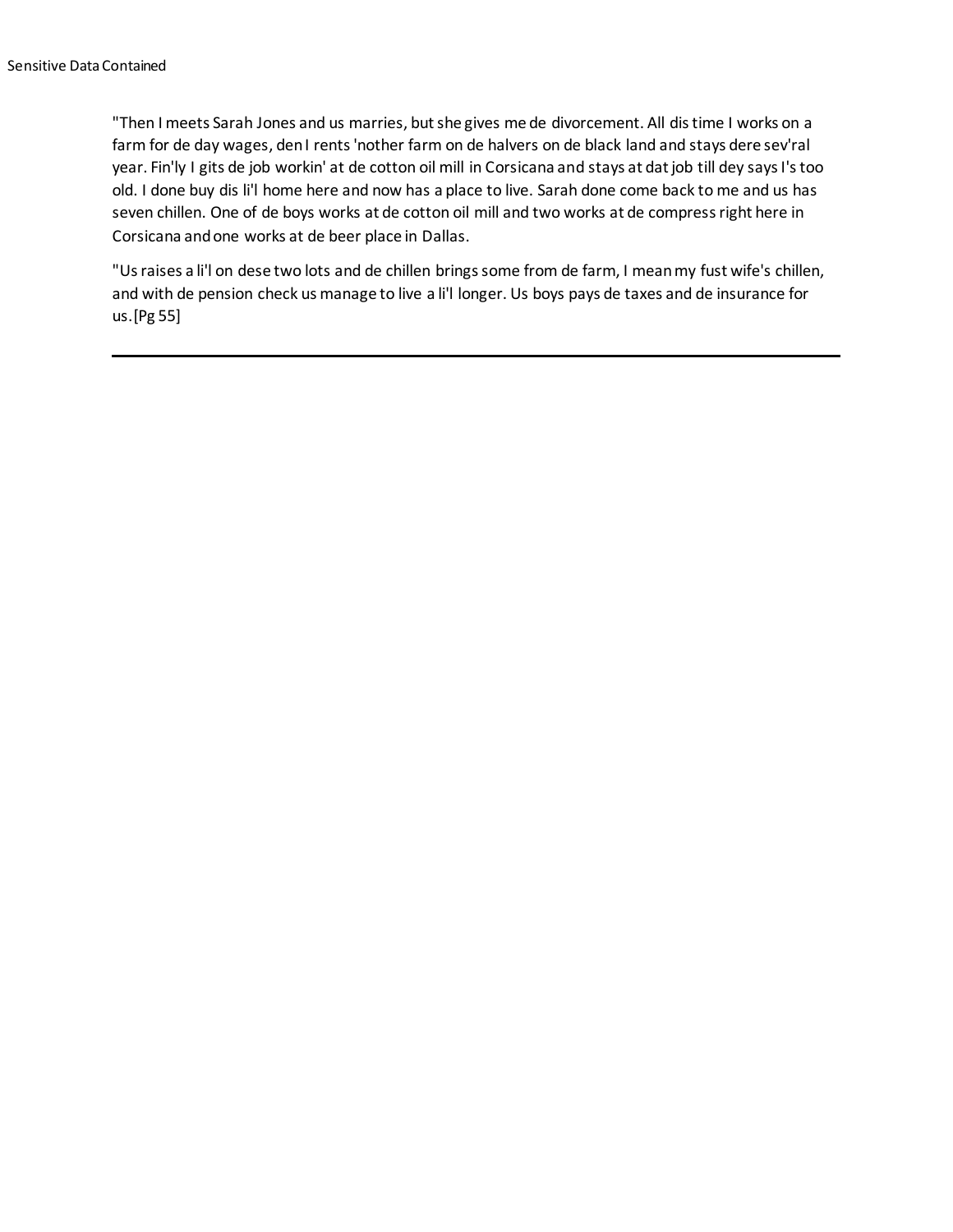"Then I meets Sarah Jones and us marries, but she gives me de divorcement. All dis time I works on a farm for de day wages, den I rents 'nother farm on de halvers on de black land and stays dere sev'ral year. Fin'ly I gits de job workin' at de cotton oil mill in Corsicana and stays at dat job till dey says I's too old. I done buy dis li'l home here and now has a place to live. Sarah done come back to me and us has seven chillen. One of de boys works at de cotton oil mill and two works at de compress right here in Corsicana and one works at de beer place in Dallas.

"Us raises a li'l on dese two lots and de chillen brings some from de farm, I mean my fust wife's chillen, and with de pension check us manage to live a li'l longer. Us boys pays de taxes and de insurance for us.[Pg 55]

---